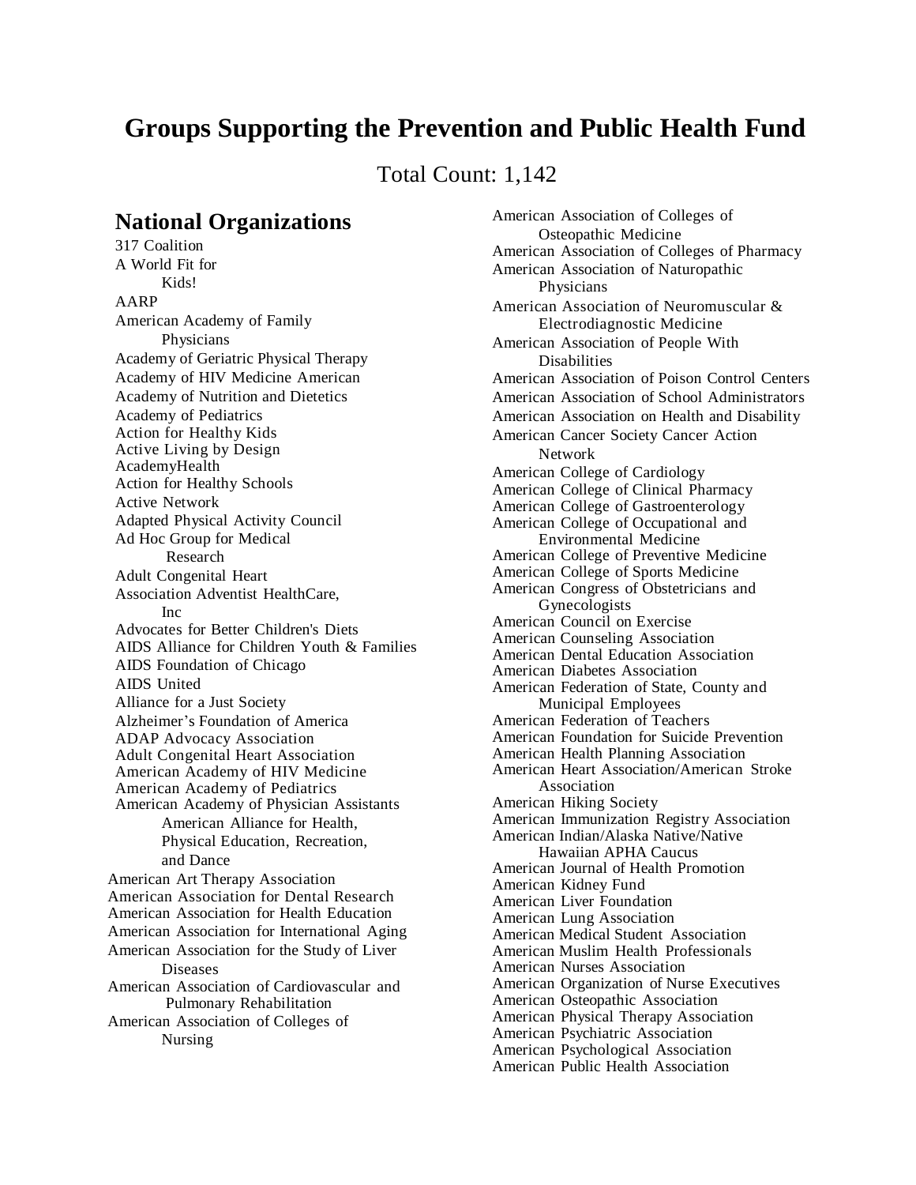# Groups Supporting the Prevention and Public Health Fund

Total Count: 1,142

## National Organizations

317 Coalition
A World Fit for Kids!
AARP
American Academy of Family Physicians
Academy of Geriatric Physical Therapy
Academy of HIV Medicine American
Academy of Nutrition and Dietetics
Academy of Pediatrics
Action for Healthy Kids
Active Living by Design
AcademyHealth
Action for Healthy Schools
Active Network
Adapted Physical Activity Council
Ad Hoc Group for Medical Research
Adult Congenital Heart
Association Adventist HealthCare, Inc
Advocates for Better Children's Diets
AIDS Alliance for Children Youth & Families
AIDS Foundation of Chicago
AIDS United
Alliance for a Just Society
Alzheimer's Foundation of America
ADAP Advocacy Association
Adult Congenital Heart Association
American Academy of HIV Medicine
American Academy of Pediatrics
American Academy of Physician Assistants
American Alliance for Health, Physical Education, Recreation, and Dance
American Art Therapy Association
American Association for Dental Research
American Association for Health Education
American Association for International Aging
American Association for the Study of Liver Diseases
American Association of Cardiovascular and Pulmonary Rehabilitation
American Association of Colleges of Nursing
American Association of Colleges of Osteopathic Medicine
American Association of Colleges of Pharmacy
American Association of Naturopathic Physicians
American Association of Neuromuscular & Electrodiagnostic Medicine
American Association of People With Disabilities
American Association of Poison Control Centers
American Association of School Administrators
American Association on Health and Disability
American Cancer Society Cancer Action Network
American College of Cardiology
American College of Clinical Pharmacy
American College of Gastroenterology
American College of Occupational and Environmental Medicine
American College of Preventive Medicine
American College of Sports Medicine
American Congress of Obstetricians and Gynecologists
American Council on Exercise
American Counseling Association
American Dental Education Association
American Diabetes Association
American Federation of State, County and Municipal Employees
American Federation of Teachers
American Foundation for Suicide Prevention
American Health Planning Association
American Heart Association/American Stroke Association
American Hiking Society
American Immunization Registry Association
American Indian/Alaska Native/Native Hawaiian APHA Caucus
American Journal of Health Promotion
American Kidney Fund
American Liver Foundation
American Lung Association
American Medical Student Association
American Muslim Health Professionals
American Nurses Association
American Organization of Nurse Executives
American Osteopathic Association
American Physical Therapy Association
American Psychiatric Association
American Psychological Association
American Public Health Association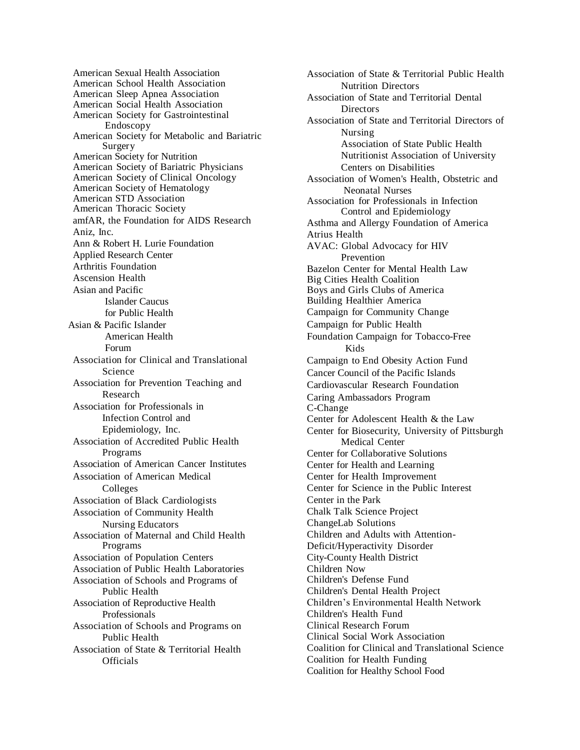American Sexual Health Association
American School Health Association
American Sleep Apnea Association
American Social Health Association
American Society for Gastrointestinal Endoscopy
American Society for Metabolic and Bariatric Surgery
American Society for Nutrition
American Society of Bariatric Physicians
American Society of Clinical Oncology
American Society of Hematology
American STD Association
American Thoracic Society
amfAR, the Foundation for AIDS Research
Aniz, Inc.
Ann & Robert H. Lurie Foundation
Applied Research Center
Arthritis Foundation
Ascension Health
Asian and Pacific Islander Caucus for Public Health
Asian & Pacific Islander American Health Forum
Association for Clinical and Translational Science
Association for Prevention Teaching and Research
Association for Professionals in Infection Control and Epidemiology, Inc.
Association of Accredited Public Health Programs
Association of American Cancer Institutes
Association of American Medical Colleges
Association of Black Cardiologists
Association of Community Health Nursing Educators
Association of Maternal and Child Health Programs
Association of Population Centers
Association of Public Health Laboratories
Association of Schools and Programs of Public Health
Association of Reproductive Health Professionals
Association of Schools and Programs on Public Health
Association of State & Territorial Health Officials
Association of State & Territorial Public Health Nutrition Directors
Association of State and Territorial Dental Directors
Association of State and Territorial Directors of Nursing
Association of State Public Health Nutritionist Association of University Centers on Disabilities
Association of Women's Health, Obstetric and Neonatal Nurses
Association for Professionals in Infection Control and Epidemiology
Asthma and Allergy Foundation of America
Atrius Health
AVAC: Global Advocacy for HIV Prevention
Bazelon Center for Mental Health Law
Big Cities Health Coalition
Boys and Girls Clubs of America
Building Healthier America
Campaign for Community Change
Campaign for Public Health
Foundation Campaign for Tobacco-Free Kids
Campaign to End Obesity Action Fund
Cancer Council of the Pacific Islands
Cardiovascular Research Foundation
Caring Ambassadors Program
C-Change
Center for Adolescent Health & the Law
Center for Biosecurity, University of Pittsburgh Medical Center
Center for Collaborative Solutions
Center for Health and Learning
Center for Health Improvement
Center for Science in the Public Interest
Center in the Park
Chalk Talk Science Project
ChangeLab Solutions
Children and Adults with Attention-Deficit/Hyperactivity Disorder
City-County Health District
Children Now
Children's Defense Fund
Children's Dental Health Project
Children's Environmental Health Network
Children's Health Fund
Clinical Research Forum
Clinical Social Work Association
Coalition for Clinical and Translational Science
Coalition for Health Funding
Coalition for Healthy School Food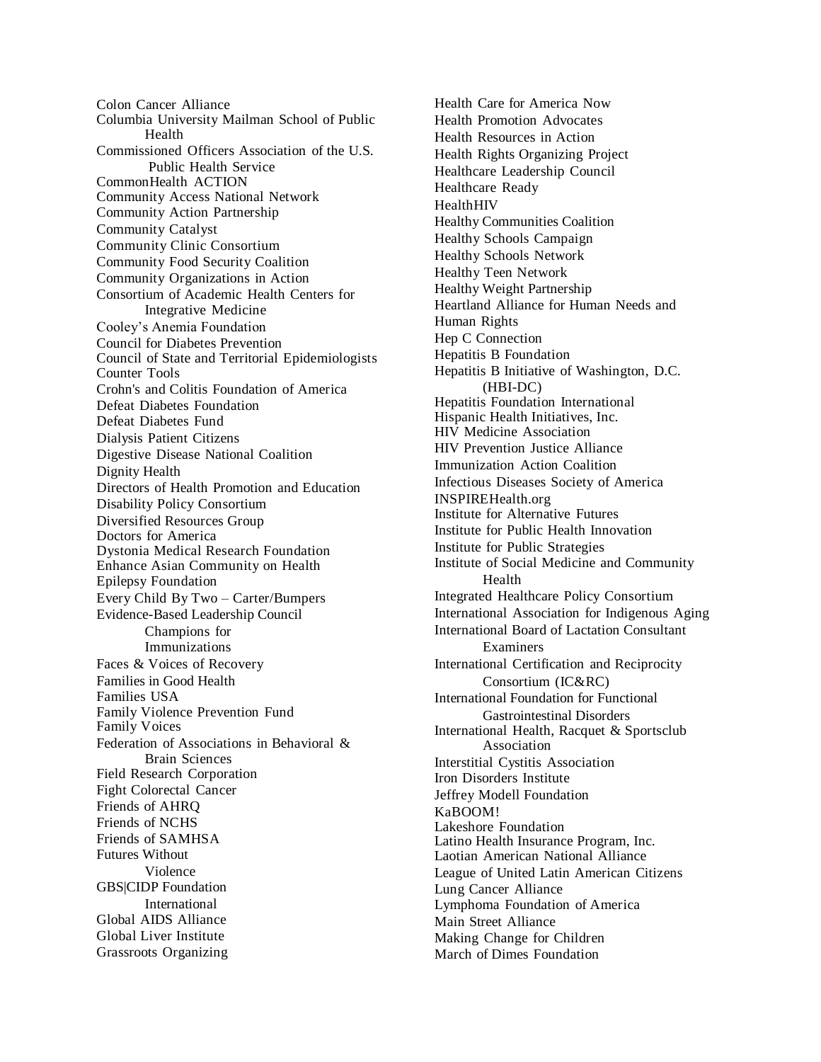Colon Cancer Alliance
Columbia University Mailman School of Public Health
Commissioned Officers Association of the U.S. Public Health Service
CommonHealth ACTION
Community Access National Network
Community Action Partnership
Community Catalyst
Community Clinic Consortium
Community Food Security Coalition
Community Organizations in Action
Consortium of Academic Health Centers for Integrative Medicine
Cooley's Anemia Foundation
Council for Diabetes Prevention
Council of State and Territorial Epidemiologists
Counter Tools
Crohn's and Colitis Foundation of America
Defeat Diabetes Foundation
Defeat Diabetes Fund
Dialysis Patient Citizens
Digestive Disease National Coalition
Dignity Health
Directors of Health Promotion and Education
Disability Policy Consortium
Diversified Resources Group
Doctors for America
Dystonia Medical Research Foundation
Enhance Asian Community on Health
Epilepsy Foundation
Every Child By Two – Carter/Bumpers
Evidence-Based Leadership Council
Champions for Immunizations
Faces & Voices of Recovery
Families in Good Health
Families USA
Family Violence Prevention Fund
Family Voices
Federation of Associations in Behavioral & Brain Sciences
Field Research Corporation
Fight Colorectal Cancer
Friends of AHRQ
Friends of NCHS
Friends of SAMHSA
Futures Without Violence
GBS|CIDP Foundation International
Global AIDS Alliance
Global Liver Institute
Grassroots Organizing
Health Care for America Now
Health Promotion Advocates
Health Resources in Action
Health Rights Organizing Project
Healthcare Leadership Council
Healthcare Ready
HealthHIV
Healthy Communities Coalition
Healthy Schools Campaign
Healthy Schools Network
Healthy Teen Network
Healthy Weight Partnership
Heartland Alliance for Human Needs and Human Rights
Hep C Connection
Hepatitis B Foundation
Hepatitis B Initiative of Washington, D.C. (HBI-DC)
Hepatitis Foundation International
Hispanic Health Initiatives, Inc.
HIV Medicine Association
HIV Prevention Justice Alliance
Immunization Action Coalition
Infectious Diseases Society of America
INSPIREHealth.org
Institute for Alternative Futures
Institute for Public Health Innovation
Institute for Public Strategies
Institute of Social Medicine and Community Health
Integrated Healthcare Policy Consortium
International Association for Indigenous Aging
International Board of Lactation Consultant Examiners
International Certification and Reciprocity Consortium (IC&RC)
International Foundation for Functional Gastrointestinal Disorders
International Health, Racquet & Sportsclub Association
Interstitial Cystitis Association
Iron Disorders Institute
Jeffrey Modell Foundation
KaBOOM!
Lakeshore Foundation
Latino Health Insurance Program, Inc.
Laotian American National Alliance
League of United Latin American Citizens
Lung Cancer Alliance
Lymphoma Foundation of America
Main Street Alliance
Making Change for Children
March of Dimes Foundation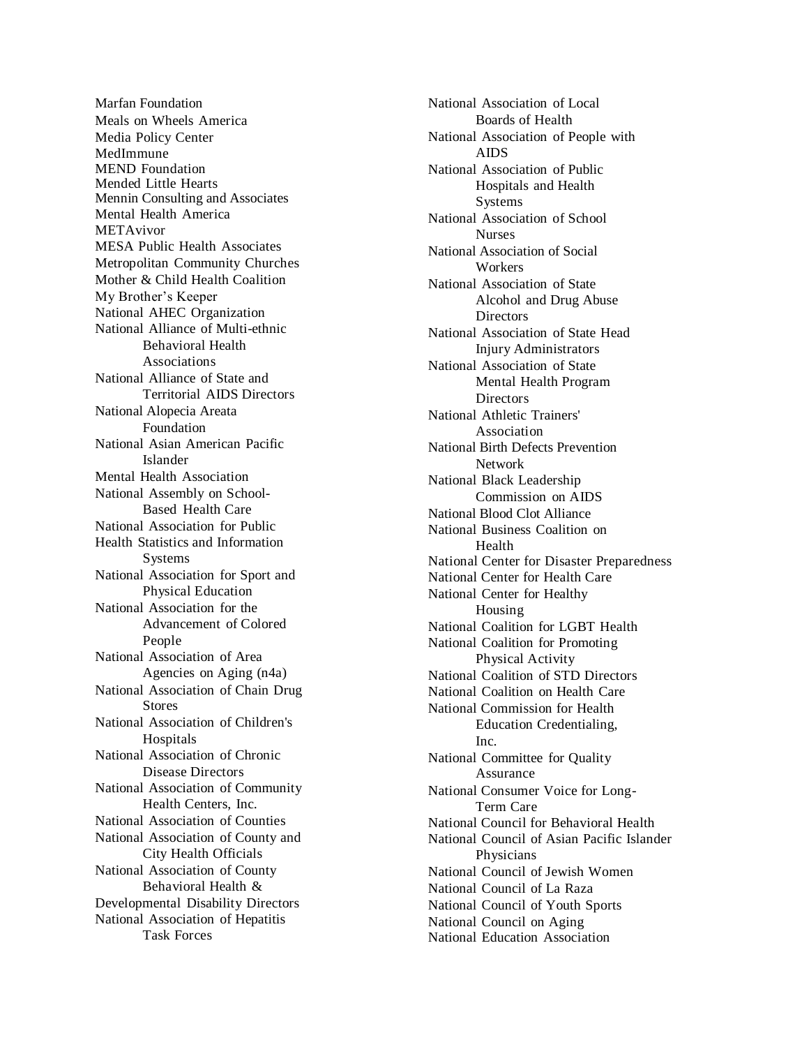Marfan Foundation
Meals on Wheels America
Media Policy Center
MedImmune
MEND Foundation
Mended Little Hearts
Mennin Consulting and Associates
Mental Health America
METAvivor
MESA Public Health Associates
Metropolitan Community Churches
Mother & Child Health Coalition
My Brother's Keeper
National AHEC Organization
National Alliance of Multi-ethnic Behavioral Health Associations
National Alliance of State and Territorial AIDS Directors
National Alopecia Areata Foundation
National Asian American Pacific Islander Mental Health Association
National Assembly on School-Based Health Care
National Association for Public Health Statistics and Information Systems
National Association for Sport and Physical Education
National Association for the Advancement of Colored People
National Association of Area Agencies on Aging (n4a)
National Association of Chain Drug Stores
National Association of Children's Hospitals
National Association of Chronic Disease Directors
National Association of Community Health Centers, Inc.
National Association of Counties
National Association of County and City Health Officials
National Association of County Behavioral Health & Developmental Disability Directors
National Association of Hepatitis Task Forces
National Association of Local Boards of Health
National Association of People with AIDS
National Association of Public Hospitals and Health Systems
National Association of School Nurses
National Association of Social Workers
National Association of State Alcohol and Drug Abuse Directors
National Association of State Head Injury Administrators
National Association of State Mental Health Program Directors
National Athletic Trainers' Association
National Birth Defects Prevention Network
National Black Leadership Commission on AIDS
National Blood Clot Alliance
National Business Coalition on Health
National Center for Disaster Preparedness
National Center for Health Care
National Center for Healthy Housing
National Coalition for LGBT Health
National Coalition for Promoting Physical Activity
National Coalition of STD Directors
National Coalition on Health Care
National Commission for Health Education Credentialing, Inc.
National Committee for Quality Assurance
National Consumer Voice for Long-Term Care
National Council for Behavioral Health
National Council of Asian Pacific Islander Physicians
National Council of Jewish Women
National Council of La Raza
National Council of Youth Sports
National Council on Aging
National Education Association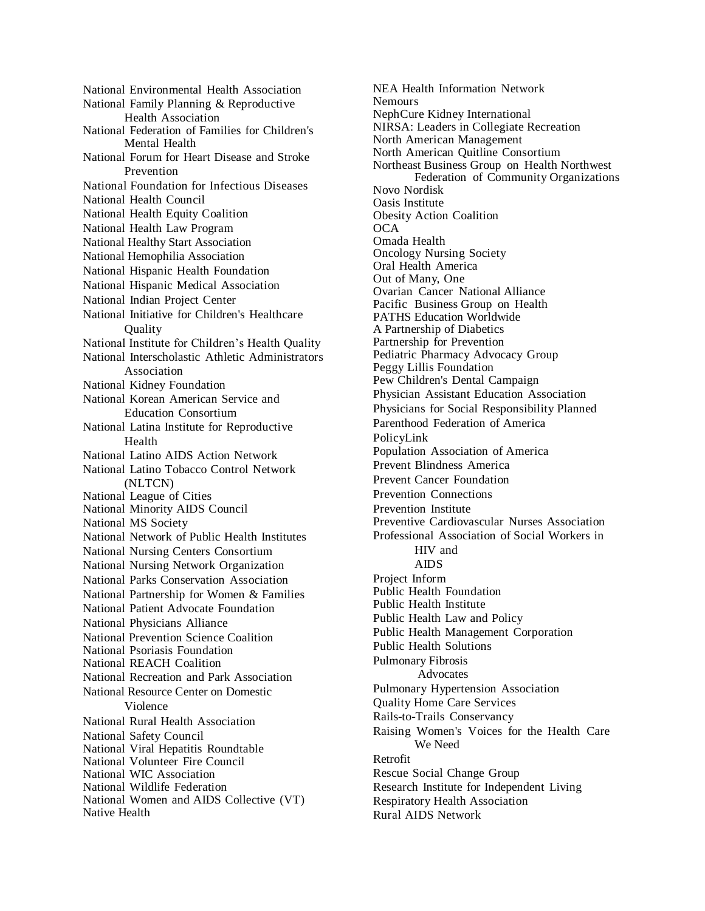National Environmental Health Association
National Family Planning & Reproductive Health Association
National Federation of Families for Children's Mental Health
National Forum for Heart Disease and Stroke Prevention
National Foundation for Infectious Diseases
National Health Council
National Health Equity Coalition
National Health Law Program
National Healthy Start Association
National Hemophilia Association
National Hispanic Health Foundation
National Hispanic Medical Association
National Indian Project Center
National Initiative for Children's Healthcare Quality
National Institute for Children's Health Quality
National Interscholastic Athletic Administrators Association
National Kidney Foundation
National Korean American Service and Education Consortium
National Latina Institute for Reproductive Health
National Latino AIDS Action Network
National Latino Tobacco Control Network (NLTCN)
National League of Cities
National Minority AIDS Council
National MS Society
National Network of Public Health Institutes
National Nursing Centers Consortium
National Nursing Network Organization
National Parks Conservation Association
National Partnership for Women & Families
National Patient Advocate Foundation
National Physicians Alliance
National Prevention Science Coalition
National Psoriasis Foundation
National REACH Coalition
National Recreation and Park Association
National Resource Center on Domestic Violence
National Rural Health Association
National Safety Council
National Viral Hepatitis Roundtable
National Volunteer Fire Council
National WIC Association
National Wildlife Federation
National Women and AIDS Collective (VT)
Native Health
NEA Health Information Network
Nemours
NephCure Kidney International
NIRSA: Leaders in Collegiate Recreation
North American Management
North American Quitline Consortium
Northeast Business Group on Health Northwest Federation of Community Organizations
Novo Nordisk
Oasis Institute
Obesity Action Coalition
OCA
Omada Health
Oncology Nursing Society
Oral Health America
Out of Many, One
Ovarian Cancer National Alliance
Pacific Business Group on Health
PATHS Education Worldwide
A Partnership of Diabetics
Partnership for Prevention
Pediatric Pharmacy Advocacy Group
Peggy Lillis Foundation
Pew Children's Dental Campaign
Physician Assistant Education Association
Physicians for Social Responsibility Planned Parenthood Federation of America
PolicyLink
Population Association of America
Prevent Blindness America
Prevent Cancer Foundation
Prevention Connections
Prevention Institute
Preventive Cardiovascular Nurses Association
Professional Association of Social Workers in HIV and AIDS
Project Inform
Public Health Foundation
Public Health Institute
Public Health Law and Policy
Public Health Management Corporation
Public Health Solutions
Pulmonary Fibrosis Advocates
Pulmonary Hypertension Association
Quality Home Care Services
Rails-to-Trails Conservancy
Raising Women's Voices for the Health Care We Need
Retrofit
Rescue Social Change Group
Research Institute for Independent Living
Respiratory Health Association
Rural AIDS Network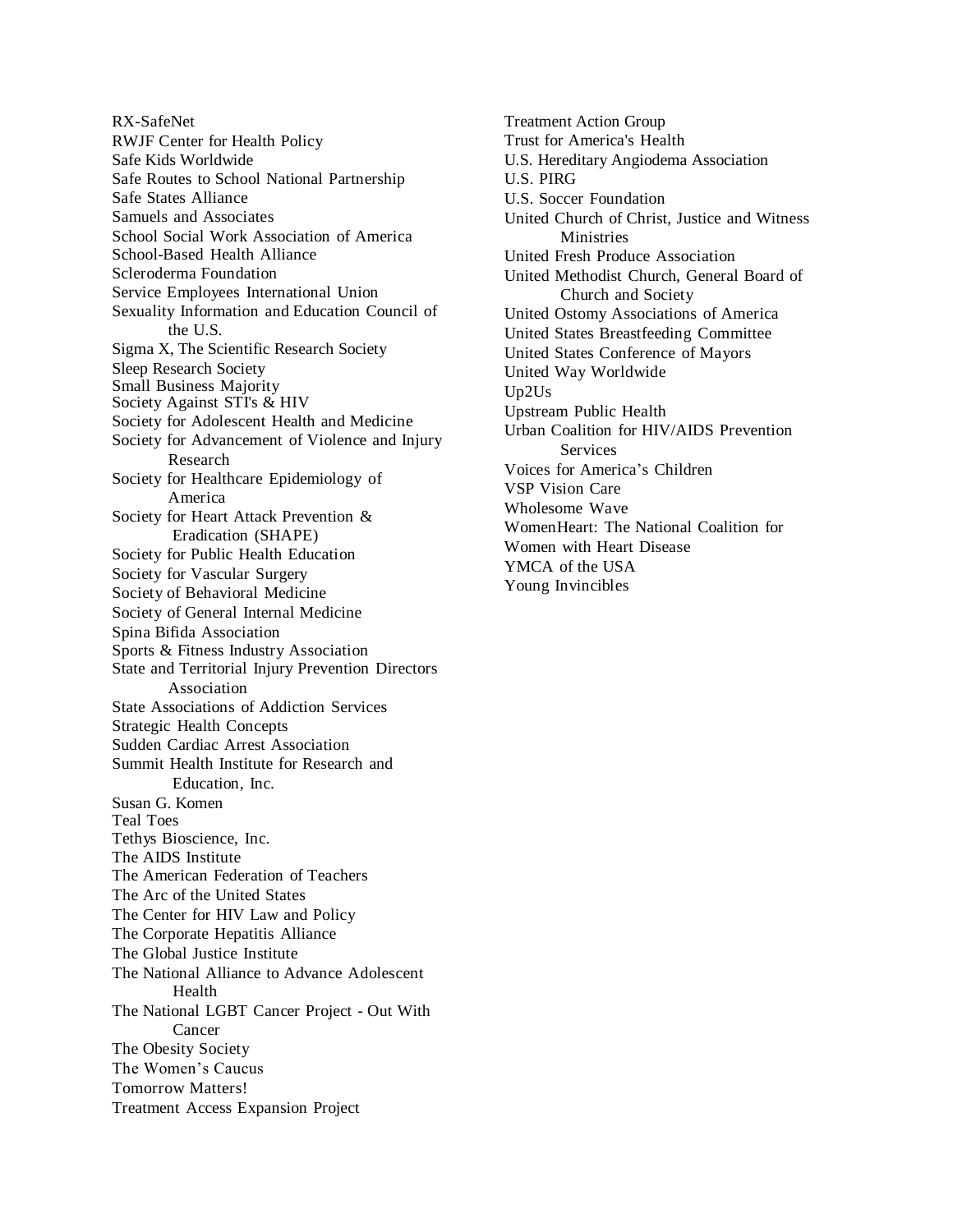RX-SafeNet
RWJF Center for Health Policy
Safe Kids Worldwide
Safe Routes to School National Partnership
Safe States Alliance
Samuels and Associates
School Social Work Association of America
School-Based Health Alliance
Scleroderma Foundation
Service Employees International Union
Sexuality Information and Education Council of the U.S.
Sigma X, The Scientific Research Society
Sleep Research Society
Small Business Majority
Society Against STI's & HIV
Society for Adolescent Health and Medicine
Society for Advancement of Violence and Injury Research
Society for Healthcare Epidemiology of America
Society for Heart Attack Prevention & Eradication (SHAPE)
Society for Public Health Education
Society for Vascular Surgery
Society of Behavioral Medicine
Society of General Internal Medicine
Spina Bifida Association
Sports & Fitness Industry Association
State and Territorial Injury Prevention Directors Association
State Associations of Addiction Services
Strategic Health Concepts
Sudden Cardiac Arrest Association
Summit Health Institute for Research and Education, Inc.
Susan G. Komen
Teal Toes
Tethys Bioscience, Inc.
The AIDS Institute
The American Federation of Teachers
The Arc of the United States
The Center for HIV Law and Policy
The Corporate Hepatitis Alliance
The Global Justice Institute
The National Alliance to Advance Adolescent Health
The National LGBT Cancer Project - Out With Cancer
The Obesity Society
The Women's Caucus
Tomorrow Matters!
Treatment Access Expansion Project
Treatment Action Group
Trust for America's Health
U.S. Hereditary Angiodema Association
U.S. PIRG
U.S. Soccer Foundation
United Church of Christ, Justice and Witness Ministries
United Fresh Produce Association
United Methodist Church, General Board of Church and Society
United Ostomy Associations of America
United States Breastfeeding Committee
United States Conference of Mayors
United Way Worldwide
Up2Us
Upstream Public Health
Urban Coalition for HIV/AIDS Prevention Services
Voices for America's Children
VSP Vision Care
Wholesome Wave
WomenHeart: The National Coalition for
Women with Heart Disease
YMCA of the USA
Young Invincibles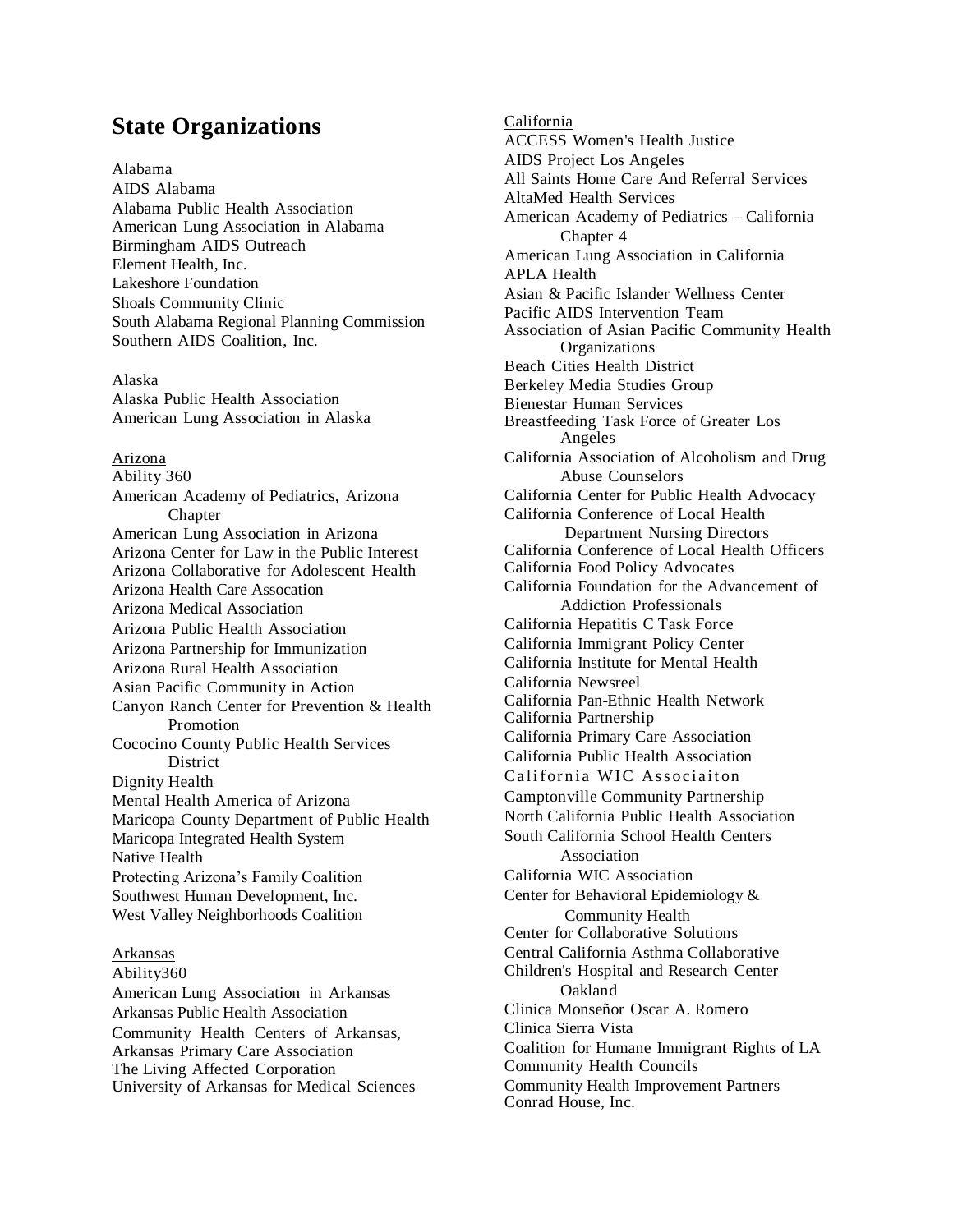# State Organizations

Alabama

AIDS Alabama
Alabama Public Health Association
American Lung Association in Alabama
Birmingham AIDS Outreach
Element Health, Inc.
Lakeshore Foundation
Shoals Community Clinic
South Alabama Regional Planning Commission
Southern AIDS Coalition, Inc.

Alaska

Alaska Public Health Association
American Lung Association in Alaska

Arizona

Ability 360
American Academy of Pediatrics, Arizona Chapter
American Lung Association in Arizona
Arizona Center for Law in the Public Interest
Arizona Collaborative for Adolescent Health
Arizona Health Care Assocation
Arizona Medical Association
Arizona Public Health Association
Arizona Partnership for Immunization
Arizona Rural Health Association
Asian Pacific Community in Action
Canyon Ranch Center for Prevention & Health Promotion
Cococino County Public Health Services District
Dignity Health
Mental Health America of Arizona
Maricopa County Department of Public Health
Maricopa Integrated Health System
Native Health
Protecting Arizona's Family Coalition
Southwest Human Development, Inc.
West Valley Neighborhoods Coalition

Arkansas

Ability360
American Lung Association in Arkansas
Arkansas Public Health Association
Community Health Centers of Arkansas,
Arkansas Primary Care Association
The Living Affected Corporation
University of Arkansas for Medical Sciences

California

ACCESS Women's Health Justice
AIDS Project Los Angeles
All Saints Home Care And Referral Services
AltaMed Health Services
American Academy of Pediatrics – California Chapter 4
American Lung Association in California
APLA Health
Asian & Pacific Islander Wellness Center
Pacific AIDS Intervention Team
Association of Asian Pacific Community Health Organizations
Beach Cities Health District
Berkeley Media Studies Group
Bienestar Human Services
Breastfeeding Task Force of Greater Los Angeles
California Association of Alcoholism and Drug Abuse Counselors
California Center for Public Health Advocacy
California Conference of Local Health Department Nursing Directors
California Conference of Local Health Officers
California Food Policy Advocates
California Foundation for the Advancement of Addiction Professionals
California Hepatitis C Task Force
California Immigrant Policy Center
California Institute for Mental Health
California Newsreel
California Pan-Ethnic Health Network
California Partnership
California Primary Care Association
California Public Health Association
California WIC Associaiton
Camptonville Community Partnership
North California Public Health Association
South California School Health Centers Association
California WIC Association
Center for Behavioral Epidemiology & Community Health
Center for Collaborative Solutions
Central California Asthma Collaborative
Children's Hospital and Research Center Oakland
Clinica Monseñor Oscar A. Romero
Clinica Sierra Vista
Coalition for Humane Immigrant Rights of LA
Community Health Councils
Community Health Improvement Partners
Conrad House, Inc.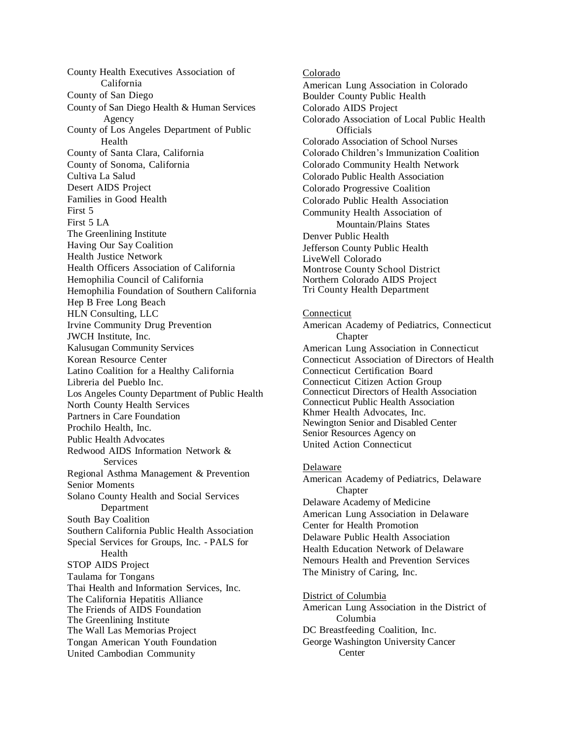County Health Executives Association of California
County of San Diego
County of San Diego Health & Human Services Agency
County of Los Angeles Department of Public Health
County of Santa Clara, California
County of Sonoma, California
Cultiva La Salud
Desert AIDS Project
Families in Good Health
First 5
First 5 LA
The Greenlining Institute
Having Our Say Coalition
Health Justice Network
Health Officers Association of California
Hemophilia Council of California
Hemophilia Foundation of Southern California
Hep B Free Long Beach
HLN Consulting, LLC
Irvine Community Drug Prevention
JWCH Institute, Inc.
Kalusugan Community Services
Korean Resource Center
Latino Coalition for a Healthy California
Libreria del Pueblo Inc.
Los Angeles County Department of Public Health
North County Health Services
Partners in Care Foundation
Prochilo Health, Inc.
Public Health Advocates
Redwood AIDS Information Network & Services
Regional Asthma Management & Prevention
Senior Moments
Solano County Health and Social Services Department
South Bay Coalition
Southern California Public Health Association
Special Services for Groups, Inc. - PALS for Health
STOP AIDS Project
Taulama for Tongans
Thai Health and Information Services, Inc.
The California Hepatitis Alliance
The Friends of AIDS Foundation
The Greenlining Institute
The Wall Las Memorias Project
Tongan American Youth Foundation
United Cambodian Community

<u>Colorado</u>

American Lung Association in Colorado
Boulder County Public Health
Colorado AIDS Project
Colorado Association of Local Public Health Officials
Colorado Association of School Nurses
Colorado Children's Immunization Coalition
Colorado Community Health Network
Colorado Public Health Association
Colorado Progressive Coalition
Colorado Public Health Association
Community Health Association of Mountain/Plains States
Denver Public Health
Jefferson County Public Health
LiveWell Colorado
Montrose County School District
Northern Colorado AIDS Project
Tri County Health Department

<u>Connecticut</u>

American Academy of Pediatrics, Connecticut Chapter
American Lung Association in Connecticut
Connecticut Association of Directors of Health
Connecticut Certification Board
Connecticut Citizen Action Group
Connecticut Directors of Health Association
Connecticut Public Health Association
Khmer Health Advocates, Inc.
Newington Senior and Disabled Center
Senior Resources Agency on
United Action Connecticut

<u>Delaware</u>

American Academy of Pediatrics, Delaware Chapter
Delaware Academy of Medicine
American Lung Association in Delaware
Center for Health Promotion
Delaware Public Health Association
Health Education Network of Delaware
Nemours Health and Prevention Services
The Ministry of Caring, Inc.

<u>District of Columbia</u>

American Lung Association in the District of Columbia
DC Breastfeeding Coalition, Inc.
George Washington University Cancer Center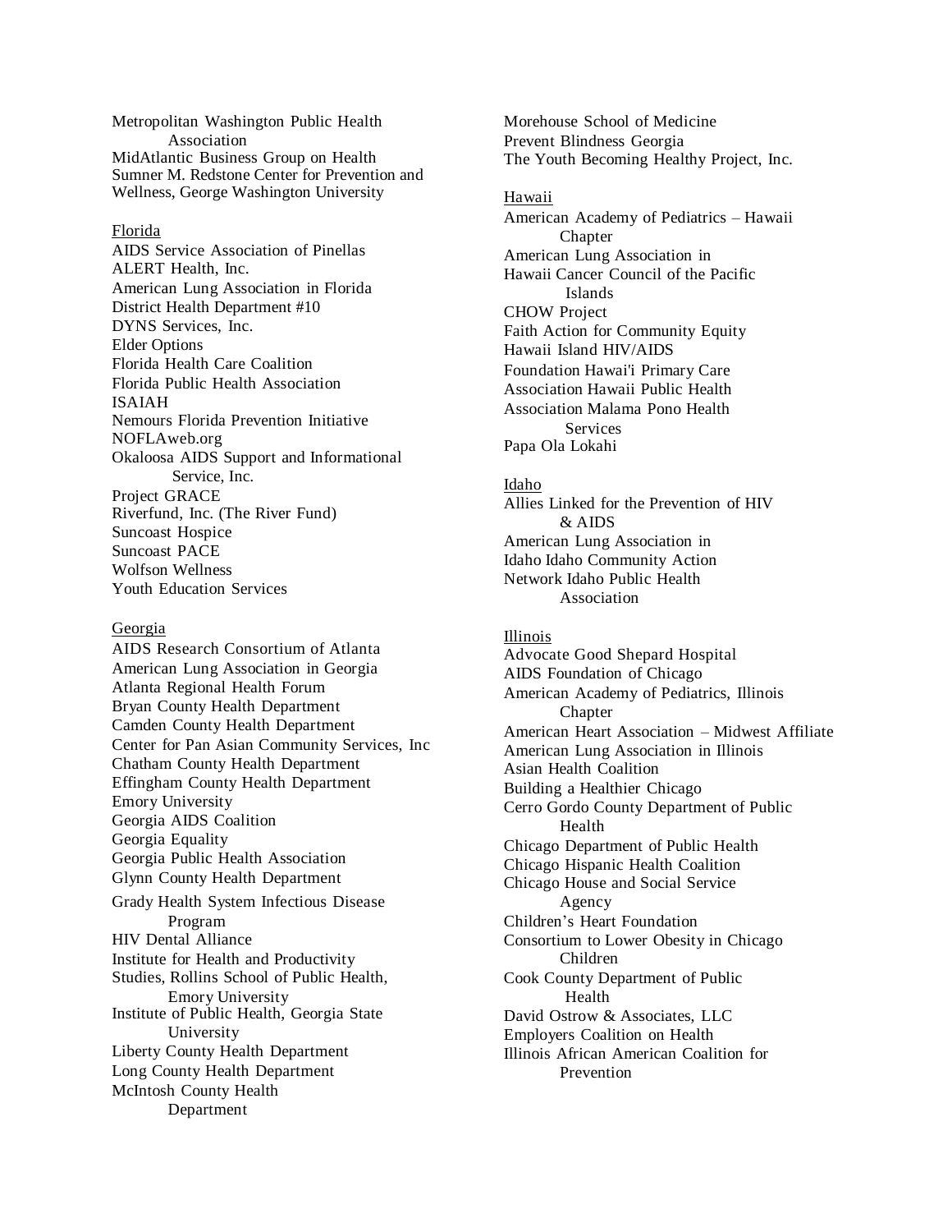Metropolitan Washington Public Health Association
MidAtlantic Business Group on Health
Sumner M. Redstone Center for Prevention and Wellness, George Washington University

Florida

AIDS Service Association of Pinellas
ALERT Health, Inc.
American Lung Association in Florida
District Health Department #10
DYNS Services, Inc.
Elder Options
Florida Health Care Coalition
Florida Public Health Association
ISAIAH
Nemours Florida Prevention Initiative
NOFLAweb.org
Okaloosa AIDS Support and Informational Service, Inc.
Project GRACE
Riverfund, Inc. (The River Fund)
Suncoast Hospice
Suncoast PACE
Wolfson Wellness
Youth Education Services

Georgia

AIDS Research Consortium of Atlanta
American Lung Association in Georgia
Atlanta Regional Health Forum
Bryan County Health Department
Camden County Health Department
Center for Pan Asian Community Services, Inc
Chatham County Health Department
Effingham County Health Department
Emory University
Georgia AIDS Coalition
Georgia Equality
Georgia Public Health Association
Glynn County Health Department
Grady Health System Infectious Disease Program
HIV Dental Alliance
Institute for Health and Productivity Studies, Rollins School of Public Health, Emory University
Institute of Public Health, Georgia State University
Liberty County Health Department
Long County Health Department
McIntosh County Health Department
Morehouse School of Medicine
Prevent Blindness Georgia
The Youth Becoming Healthy Project, Inc.

Hawaii

American Academy of Pediatrics – Hawaii Chapter
American Lung Association in
Hawaii Cancer Council of the Pacific Islands
CHOW Project
Faith Action for Community Equity
Hawaii Island HIV/AIDS
Foundation Hawai'i Primary Care
Association Hawaii Public Health
Association Malama Pono Health Services
Papa Ola Lokahi

Idaho

Allies Linked for the Prevention of HIV & AIDS
American Lung Association in
Idaho Idaho Community Action
Network Idaho Public Health Association

Illinois

Advocate Good Shepard Hospital
AIDS Foundation of Chicago
American Academy of Pediatrics, Illinois Chapter
American Heart Association – Midwest Affiliate
American Lung Association in Illinois
Asian Health Coalition
Building a Healthier Chicago
Cerro Gordo County Department of Public Health
Chicago Department of Public Health
Chicago Hispanic Health Coalition
Chicago House and Social Service Agency
Children's Heart Foundation
Consortium to Lower Obesity in Chicago Children
Cook County Department of Public Health
David Ostrow & Associates, LLC
Employers Coalition on Health
Illinois African American Coalition for Prevention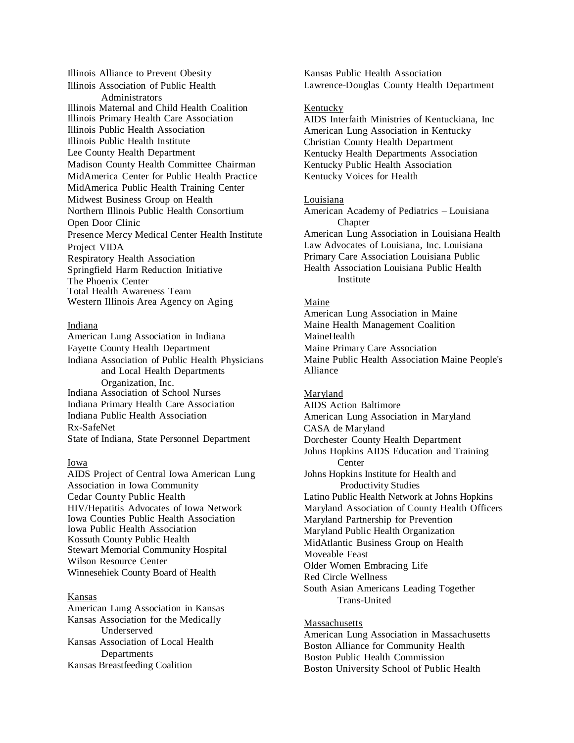Illinois Alliance to Prevent Obesity
Illinois Association of Public Health Administrators
Illinois Maternal and Child Health Coalition
Illinois Primary Health Care Association
Illinois Public Health Association
Illinois Public Health Institute
Lee County Health Department
Madison County Health Committee Chairman
MidAmerica Center for Public Health Practice
MidAmerica Public Health Training Center
Midwest Business Group on Health
Northern Illinois Public Health Consortium
Open Door Clinic
Presence Mercy Medical Center Health Institute
Project VIDA
Respiratory Health Association
Springfield Harm Reduction Initiative
The Phoenix Center
Total Health Awareness Team
Western Illinois Area Agency on Aging

<u>Indiana</u>
American Lung Association in Indiana
Fayette County Health Department
Indiana Association of Public Health Physicians and Local Health Departments Organization, Inc.
Indiana Association of School Nurses
Indiana Primary Health Care Association
Indiana Public Health Association
Rx-SafeNet
State of Indiana, State Personnel Department

<u>Iowa</u>
AIDS Project of Central Iowa American Lung Association in Iowa Community
Cedar County Public Health
HIV/Hepatitis Advocates of Iowa Network
Iowa Counties Public Health Association
Iowa Public Health Association
Kossuth County Public Health
Stewart Memorial Community Hospital
Wilson Resource Center
Winnesehiek County Board of Health

<u>Kansas</u>
American Lung Association in Kansas
Kansas Association for the Medically Underserved
Kansas Association of Local Health Departments
Kansas Breastfeeding Coalition
Kansas Public Health Association
Lawrence-Douglas County Health Department

<u>Kentucky</u>
AIDS Interfaith Ministries of Kentuckiana, Inc
American Lung Association in Kentucky
Christian County Health Department
Kentucky Health Departments Association
Kentucky Public Health Association
Kentucky Voices for Health

<u>Louisiana</u>
American Academy of Pediatrics – Louisiana Chapter
American Lung Association in Louisiana Health Law Advocates of Louisiana, Inc. Louisiana Primary Care Association Louisiana Public Health Association Louisiana Public Health Institute

<u>Maine</u>
American Lung Association in Maine
Maine Health Management Coalition
MaineHealth
Maine Primary Care Association
Maine Public Health Association Maine People's Alliance

<u>Maryland</u>
AIDS Action Baltimore
American Lung Association in Maryland
CASA de Maryland
Dorchester County Health Department
Johns Hopkins AIDS Education and Training Center
Johns Hopkins Institute for Health and Productivity Studies
Latino Public Health Network at Johns Hopkins
Maryland Association of County Health Officers
Maryland Partnership for Prevention
Maryland Public Health Organization
MidAtlantic Business Group on Health
Moveable Feast
Older Women Embracing Life
Red Circle Wellness
South Asian Americans Leading Together Trans-United

<u>Massachusetts</u>
American Lung Association in Massachusetts
Boston Alliance for Community Health
Boston Public Health Commission
Boston University School of Public Health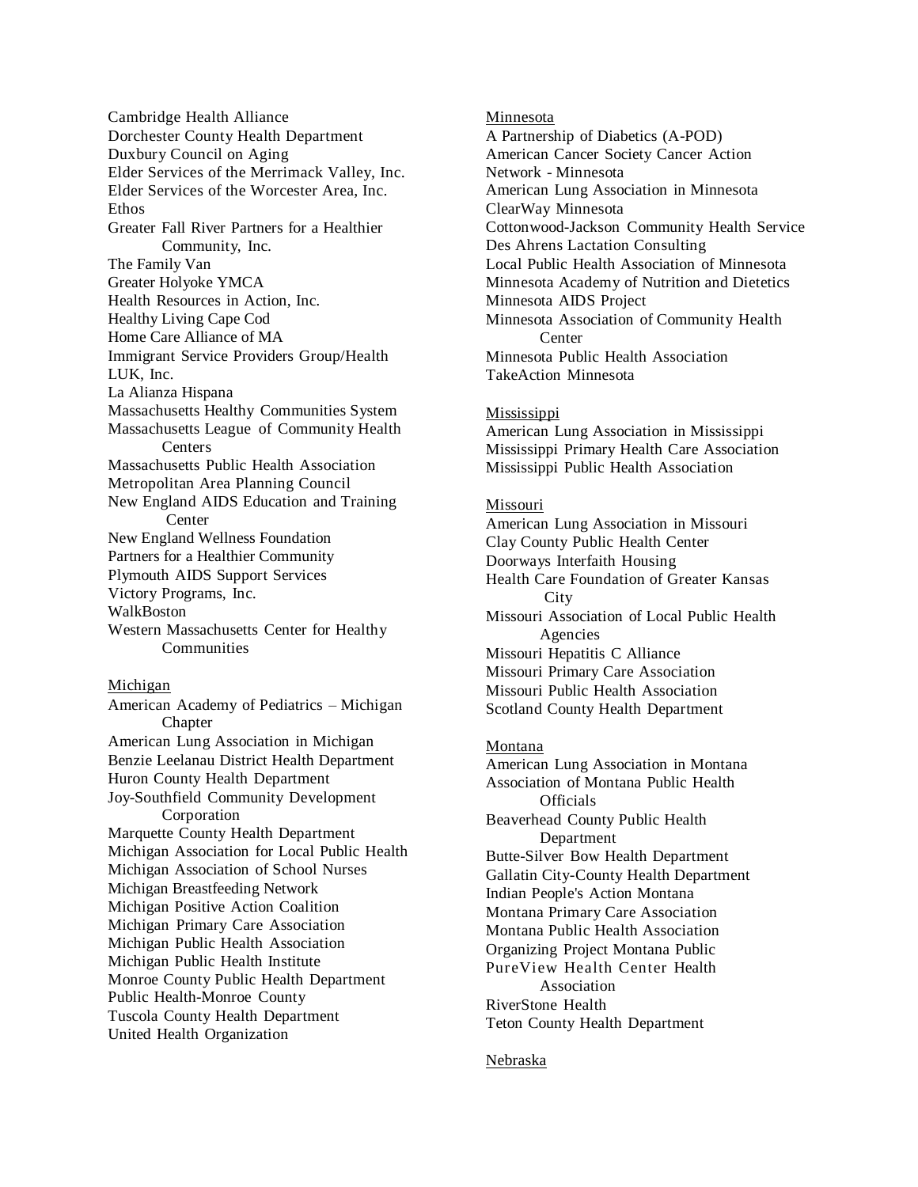Cambridge Health Alliance
Dorchester County Health Department
Duxbury Council on Aging
Elder Services of the Merrimack Valley, Inc.
Elder Services of the Worcester Area, Inc.
Ethos
Greater Fall River Partners for a Healthier Community, Inc.
The Family Van
Greater Holyoke YMCA
Health Resources in Action, Inc.
Healthy Living Cape Cod
Home Care Alliance of MA
Immigrant Service Providers Group/Health
LUK, Inc.
La Alianza Hispana
Massachusetts Healthy Communities System
Massachusetts League of Community Health Centers
Massachusetts Public Health Association
Metropolitan Area Planning Council
New England AIDS Education and Training Center
New England Wellness Foundation
Partners for a Healthier Community
Plymouth AIDS Support Services
Victory Programs, Inc.
WalkBoston
Western Massachusetts Center for Healthy Communities

<u>Michigan</u>

American Academy of Pediatrics – Michigan Chapter
American Lung Association in Michigan
Benzie Leelanau District Health Department
Huron County Health Department
Joy-Southfield Community Development Corporation
Marquette County Health Department
Michigan Association for Local Public Health
Michigan Association of School Nurses
Michigan Breastfeeding Network
Michigan Positive Action Coalition
Michigan Primary Care Association
Michigan Public Health Association
Michigan Public Health Institute
Monroe County Public Health Department
Public Health-Monroe County
Tuscola County Health Department
United Health Organization

<u>Minnesota</u>

A Partnership of Diabetics (A-POD)
American Cancer Society Cancer Action Network - Minnesota
American Lung Association in Minnesota
ClearWay Minnesota
Cottonwood-Jackson Community Health Service
Des Ahrens Lactation Consulting
Local Public Health Association of Minnesota
Minnesota Academy of Nutrition and Dietetics
Minnesota AIDS Project
Minnesota Association of Community Health Center
Minnesota Public Health Association
TakeAction Minnesota

<u>Mississippi</u>

American Lung Association in Mississippi
Mississippi Primary Health Care Association
Mississippi Public Health Association

<u>Missouri</u>

American Lung Association in Missouri
Clay County Public Health Center
Doorways Interfaith Housing
Health Care Foundation of Greater Kansas City
Missouri Association of Local Public Health Agencies
Missouri Hepatitis C Alliance
Missouri Primary Care Association
Missouri Public Health Association
Scotland County Health Department

<u>Montana</u>

American Lung Association in Montana
Association of Montana Public Health Officials
Beaverhead County Public Health Department
Butte-Silver Bow Health Department
Gallatin City-County Health Department
Indian People's Action Montana
Montana Primary Care Association
Montana Public Health Association
Organizing Project Montana Public
PureView Health Center Health Association
RiverStone Health
Teton County Health Department

<u>Nebraska</u>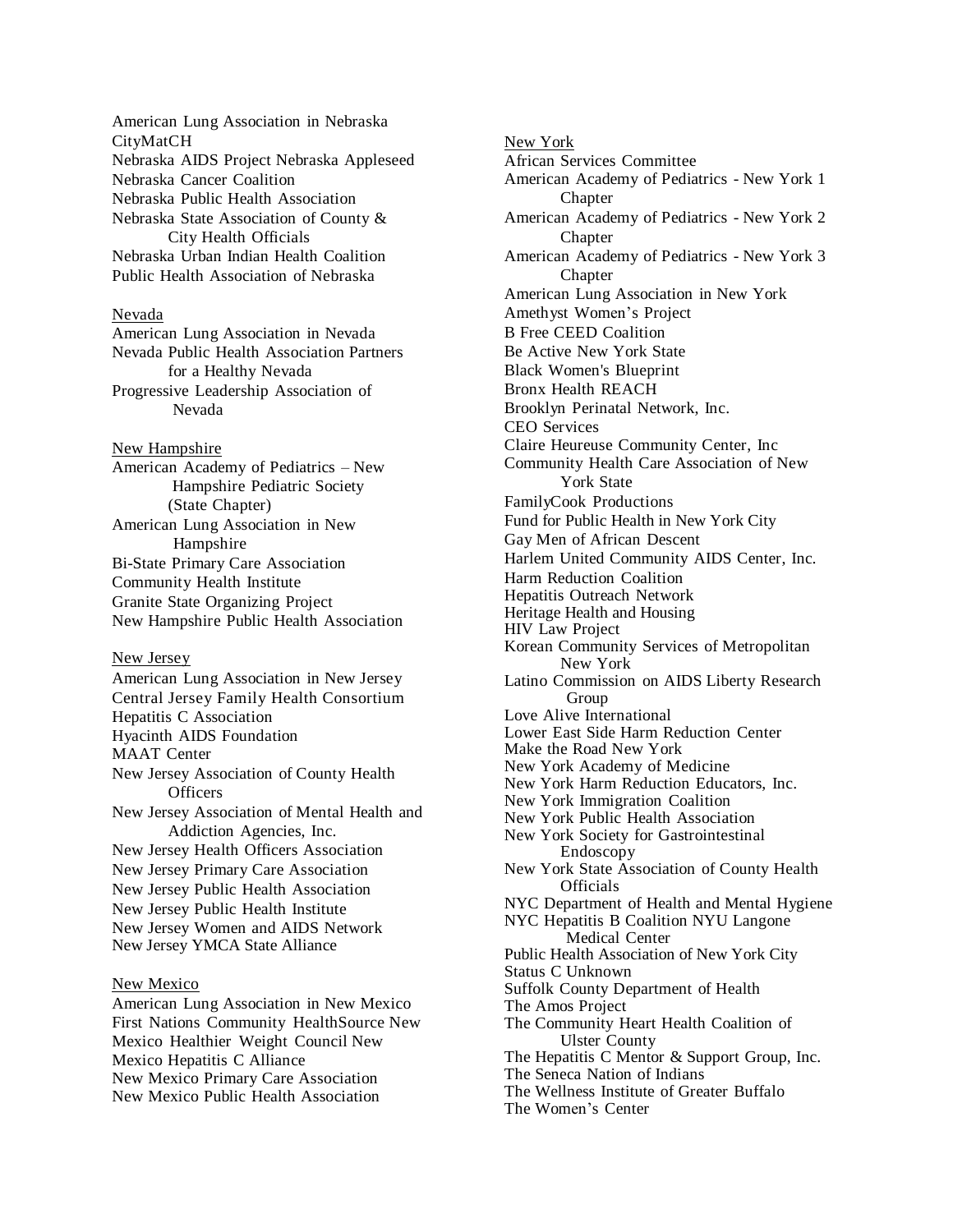American Lung Association in Nebraska
CityMatCH
Nebraska AIDS Project Nebraska Appleseed
Nebraska Cancer Coalition
Nebraska Public Health Association
Nebraska State Association of County & City Health Officials
Nebraska Urban Indian Health Coalition
Public Health Association of Nebraska

<u>Nevada</u>

American Lung Association in Nevada
Nevada Public Health Association Partners for a Healthy Nevada
Progressive Leadership Association of Nevada

<u>New Hampshire</u>

American Academy of Pediatrics – New Hampshire Pediatric Society (State Chapter)
American Lung Association in New Hampshire
Bi-State Primary Care Association
Community Health Institute
Granite State Organizing Project
New Hampshire Public Health Association

<u>New Jersey</u>

American Lung Association in New Jersey
Central Jersey Family Health Consortium
Hepatitis C Association
Hyacinth AIDS Foundation
MAAT Center
New Jersey Association of County Health Officers
New Jersey Association of Mental Health and Addiction Agencies, Inc.
New Jersey Health Officers Association
New Jersey Primary Care Association
New Jersey Public Health Association
New Jersey Public Health Institute
New Jersey Women and AIDS Network
New Jersey YMCA State Alliance

<u>New Mexico</u>

American Lung Association in New Mexico
First Nations Community HealthSource New Mexico Healthier Weight Council New Mexico Hepatitis C Alliance
New Mexico Primary Care Association
New Mexico Public Health Association

<u>New York</u>

African Services Committee
American Academy of Pediatrics - New York 1 Chapter
American Academy of Pediatrics - New York 2 Chapter
American Academy of Pediatrics - New York 3 Chapter
American Lung Association in New York
Amethyst Women's Project
B Free CEED Coalition
Be Active New York State
Black Women's Blueprint
Bronx Health REACH
Brooklyn Perinatal Network, Inc.
CEO Services
Claire Heureuse Community Center, Inc
Community Health Care Association of New York State
FamilyCook Productions
Fund for Public Health in New York City
Gay Men of African Descent
Harlem United Community AIDS Center, Inc.
Harm Reduction Coalition
Hepatitis Outreach Network
Heritage Health and Housing
HIV Law Project
Korean Community Services of Metropolitan New York
Latino Commission on AIDS Liberty Research Group
Love Alive International
Lower East Side Harm Reduction Center
Make the Road New York
New York Academy of Medicine
New York Harm Reduction Educators, Inc.
New York Immigration Coalition
New York Public Health Association
New York Society for Gastrointestinal Endoscopy
New York State Association of County Health Officials
NYC Department of Health and Mental Hygiene
NYC Hepatitis B Coalition NYU Langone Medical Center
Public Health Association of New York City
Status C Unknown
Suffolk County Department of Health
The Amos Project
The Community Heart Health Coalition of Ulster County
The Hepatitis C Mentor & Support Group, Inc.
The Seneca Nation of Indians
The Wellness Institute of Greater Buffalo
The Women's Center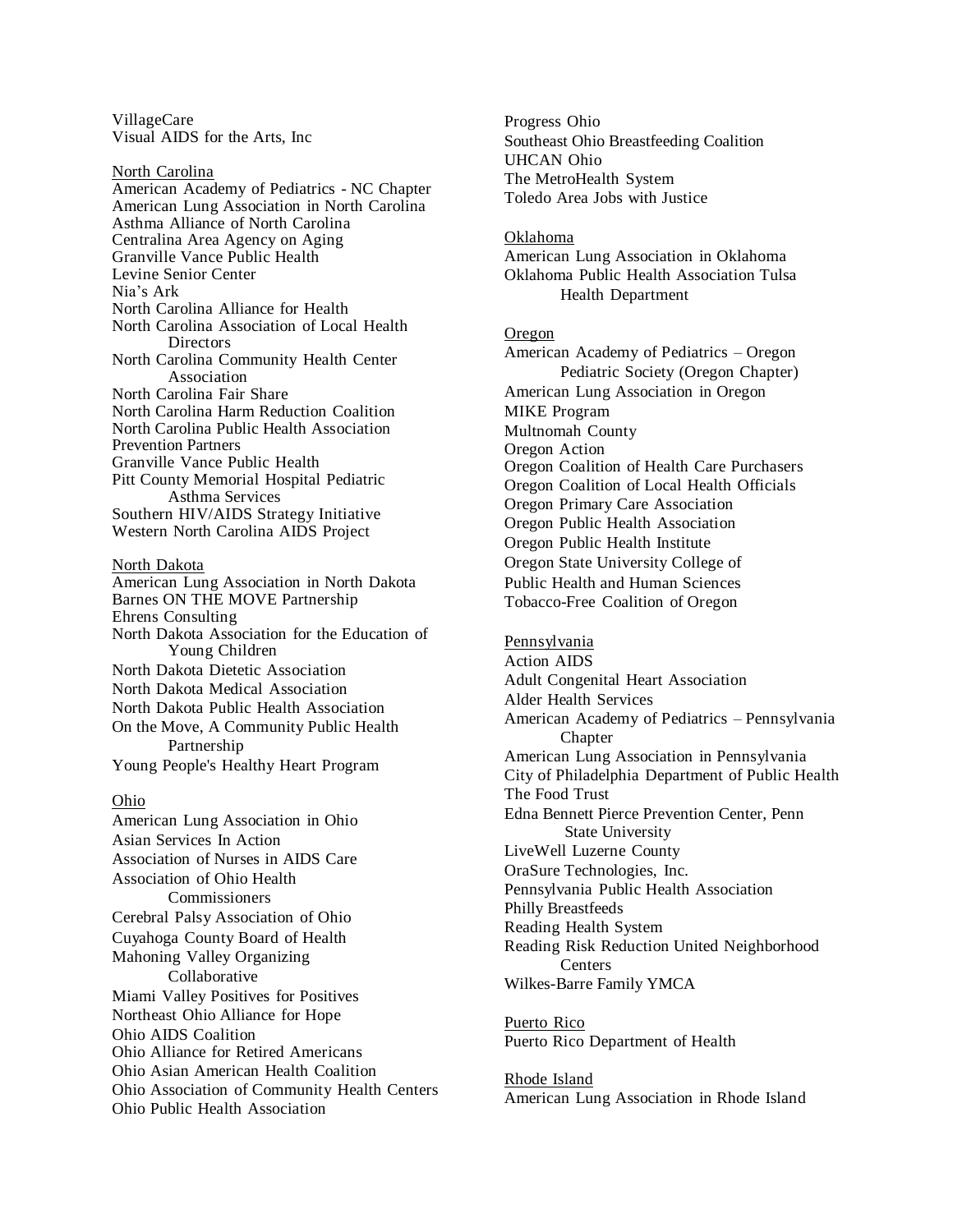VillageCare
Visual AIDS for the Arts, Inc

North Carolina
American Academy of Pediatrics - NC Chapter
American Lung Association in North Carolina
Asthma Alliance of North Carolina
Centralina Area Agency on Aging
Granville Vance Public Health
Levine Senior Center
Nia's Ark
North Carolina Alliance for Health
North Carolina Association of Local Health Directors
North Carolina Community Health Center Association
North Carolina Fair Share
North Carolina Harm Reduction Coalition
North Carolina Public Health Association
Prevention Partners
Granville Vance Public Health
Pitt County Memorial Hospital Pediatric Asthma Services
Southern HIV/AIDS Strategy Initiative
Western North Carolina AIDS Project

North Dakota
American Lung Association in North Dakota
Barnes ON THE MOVE Partnership
Ehrens Consulting
North Dakota Association for the Education of Young Children
North Dakota Dietetic Association
North Dakota Medical Association
North Dakota Public Health Association
On the Move, A Community Public Health Partnership
Young People's Healthy Heart Program

Ohio
American Lung Association in Ohio
Asian Services In Action
Association of Nurses in AIDS Care
Association of Ohio Health Commissioners
Cerebral Palsy Association of Ohio
Cuyahoga County Board of Health
Mahoning Valley Organizing Collaborative
Miami Valley Positives for Positives
Northeast Ohio Alliance for Hope
Ohio AIDS Coalition
Ohio Alliance for Retired Americans
Ohio Asian American Health Coalition
Ohio Association of Community Health Centers
Ohio Public Health Association
Progress Ohio
Southeast Ohio Breastfeeding Coalition
UHCAN Ohio
The MetroHealth System
Toledo Area Jobs with Justice

Oklahoma
American Lung Association in Oklahoma
Oklahoma Public Health Association Tulsa Health Department

Oregon
American Academy of Pediatrics – Oregon Pediatric Society (Oregon Chapter)
American Lung Association in Oregon
MIKE Program
Multnomah County
Oregon Action
Oregon Coalition of Health Care Purchasers
Oregon Coalition of Local Health Officials
Oregon Primary Care Association
Oregon Public Health Association
Oregon Public Health Institute
Oregon State University College of
Public Health and Human Sciences
Tobacco-Free Coalition of Oregon

Pennsylvania
Action AIDS
Adult Congenital Heart Association
Alder Health Services
American Academy of Pediatrics – Pennsylvania Chapter
American Lung Association in Pennsylvania
City of Philadelphia Department of Public Health
The Food Trust
Edna Bennett Pierce Prevention Center, Penn State University
LiveWell Luzerne County
OraSure Technologies, Inc.
Pennsylvania Public Health Association
Philly Breastfeeds
Reading Health System
Reading Risk Reduction United Neighborhood Centers
Wilkes-Barre Family YMCA

Puerto Rico
Puerto Rico Department of Health

Rhode Island
American Lung Association in Rhode Island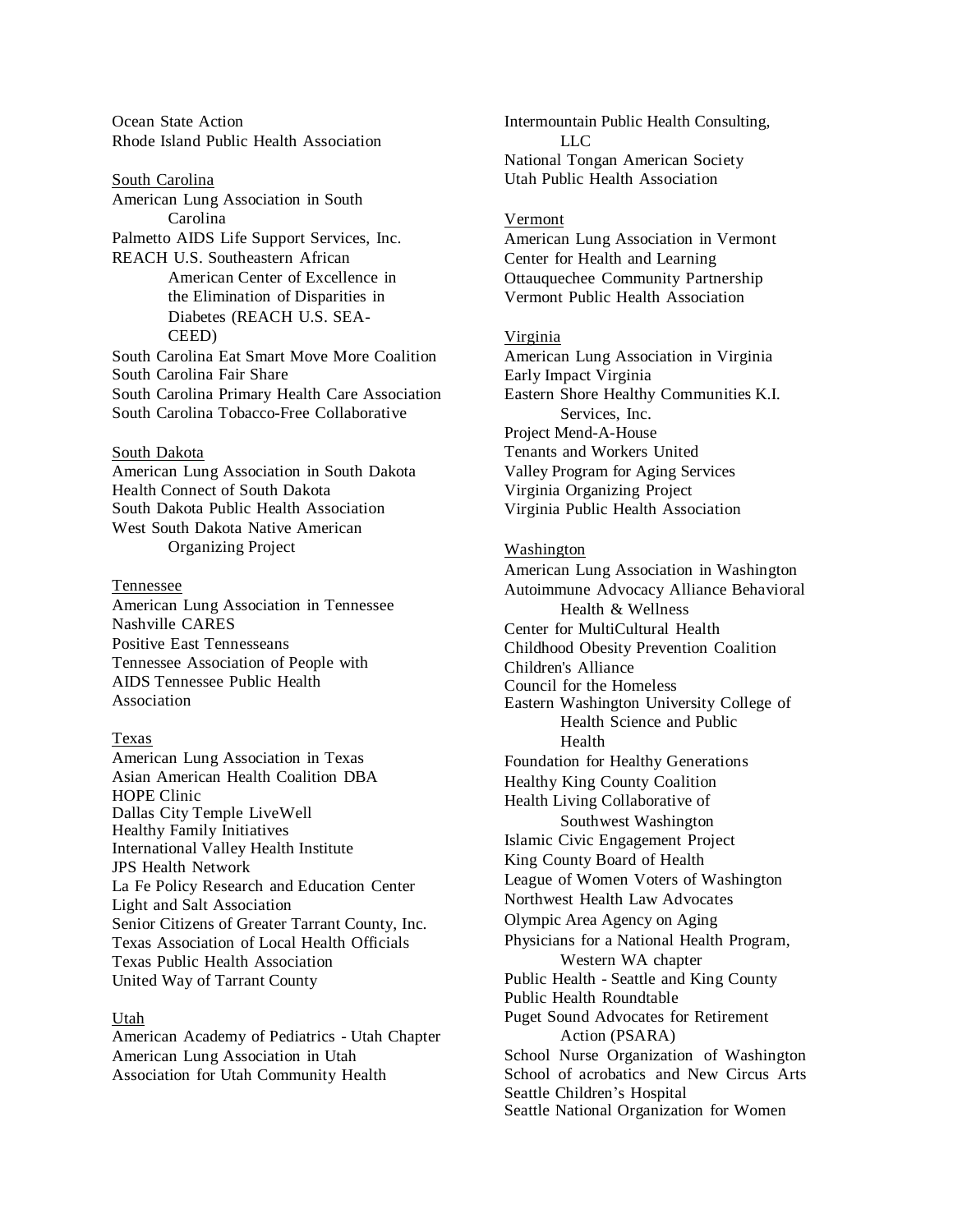Ocean State Action
Rhode Island Public Health Association

South Carolina

American Lung Association in South Carolina
Palmetto AIDS Life Support Services, Inc.
REACH U.S. Southeastern African American Center of Excellence in the Elimination of Disparities in Diabetes (REACH U.S. SEA-CEED)
South Carolina Eat Smart Move More Coalition
South Carolina Fair Share
South Carolina Primary Health Care Association
South Carolina Tobacco-Free Collaborative

South Dakota

American Lung Association in South Dakota
Health Connect of South Dakota
South Dakota Public Health Association
West South Dakota Native American Organizing Project

Tennessee

American Lung Association in Tennessee
Nashville CARES
Positive East Tennesseans
Tennessee Association of People with AIDS Tennessee Public Health Association

Texas

American Lung Association in Texas
Asian American Health Coalition DBA HOPE Clinic
Dallas City Temple LiveWell
Healthy Family Initiatives
International Valley Health Institute
JPS Health Network
La Fe Policy Research and Education Center
Light and Salt Association
Senior Citizens of Greater Tarrant County, Inc.
Texas Association of Local Health Officials
Texas Public Health Association
United Way of Tarrant County

Utah

American Academy of Pediatrics - Utah Chapter
American Lung Association in Utah
Association for Utah Community Health
Intermountain Public Health Consulting, LLC
National Tongan American Society
Utah Public Health Association

Vermont

American Lung Association in Vermont
Center for Health and Learning
Ottauquechee Community Partnership
Vermont Public Health Association

Virginia

American Lung Association in Virginia
Early Impact Virginia
Eastern Shore Healthy Communities K.I. Services, Inc.
Project Mend-A-House
Tenants and Workers United
Valley Program for Aging Services
Virginia Organizing Project
Virginia Public Health Association

Washington

American Lung Association in Washington
Autoimmune Advocacy Alliance Behavioral Health & Wellness
Center for MultiCultural Health
Childhood Obesity Prevention Coalition
Children's Alliance
Council for the Homeless
Eastern Washington University College of Health Science and Public Health
Foundation for Healthy Generations
Healthy King County Coalition
Health Living Collaborative of Southwest Washington
Islamic Civic Engagement Project
King County Board of Health
League of Women Voters of Washington
Northwest Health Law Advocates
Olympic Area Agency on Aging
Physicians for a National Health Program, Western WA chapter
Public Health - Seattle and King County
Public Health Roundtable
Puget Sound Advocates for Retirement Action (PSARA)
School Nurse Organization of Washington
School of acrobatics and New Circus Arts
Seattle Children's Hospital
Seattle National Organization for Women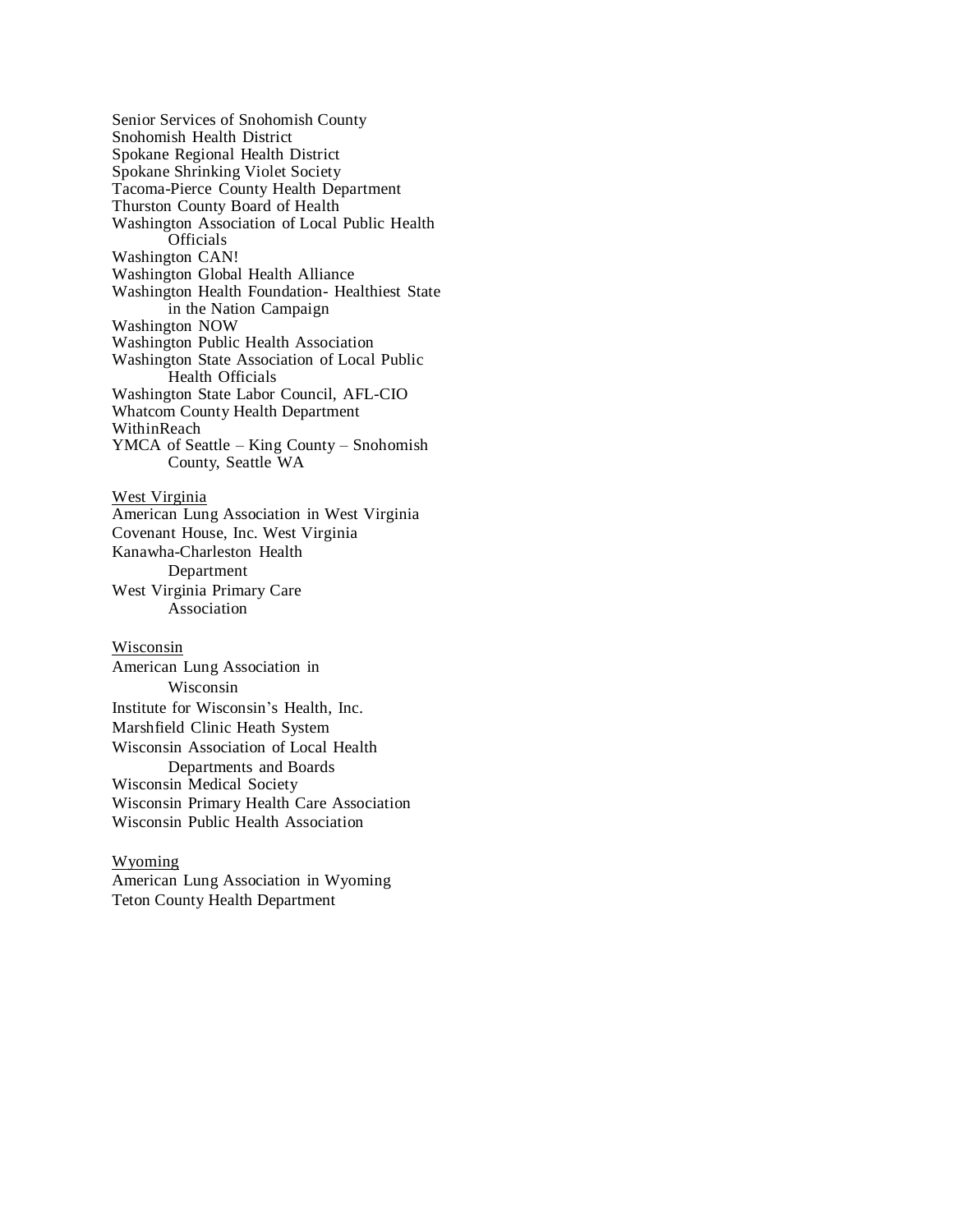Senior Services of Snohomish County
Snohomish Health District
Spokane Regional Health District
Spokane Shrinking Violet Society
Tacoma-Pierce County Health Department
Thurston County Board of Health
Washington Association of Local Public Health Officials
Washington CAN!
Washington Global Health Alliance
Washington Health Foundation- Healthiest State in the Nation Campaign
Washington NOW
Washington Public Health Association
Washington State Association of Local Public Health Officials
Washington State Labor Council, AFL-CIO
Whatcom County Health Department
WithinReach
YMCA of Seattle – King County – Snohomish County, Seattle WA

West Virginia
American Lung Association in West Virginia
Covenant House, Inc. West Virginia
Kanawha-Charleston Health Department
West Virginia Primary Care Association

Wisconsin
American Lung Association in Wisconsin
Institute for Wisconsin's Health, Inc.
Marshfield Clinic Heath System
Wisconsin Association of Local Health Departments and Boards
Wisconsin Medical Society
Wisconsin Primary Health Care Association
Wisconsin Public Health Association

Wyoming
American Lung Association in Wyoming
Teton County Health Department